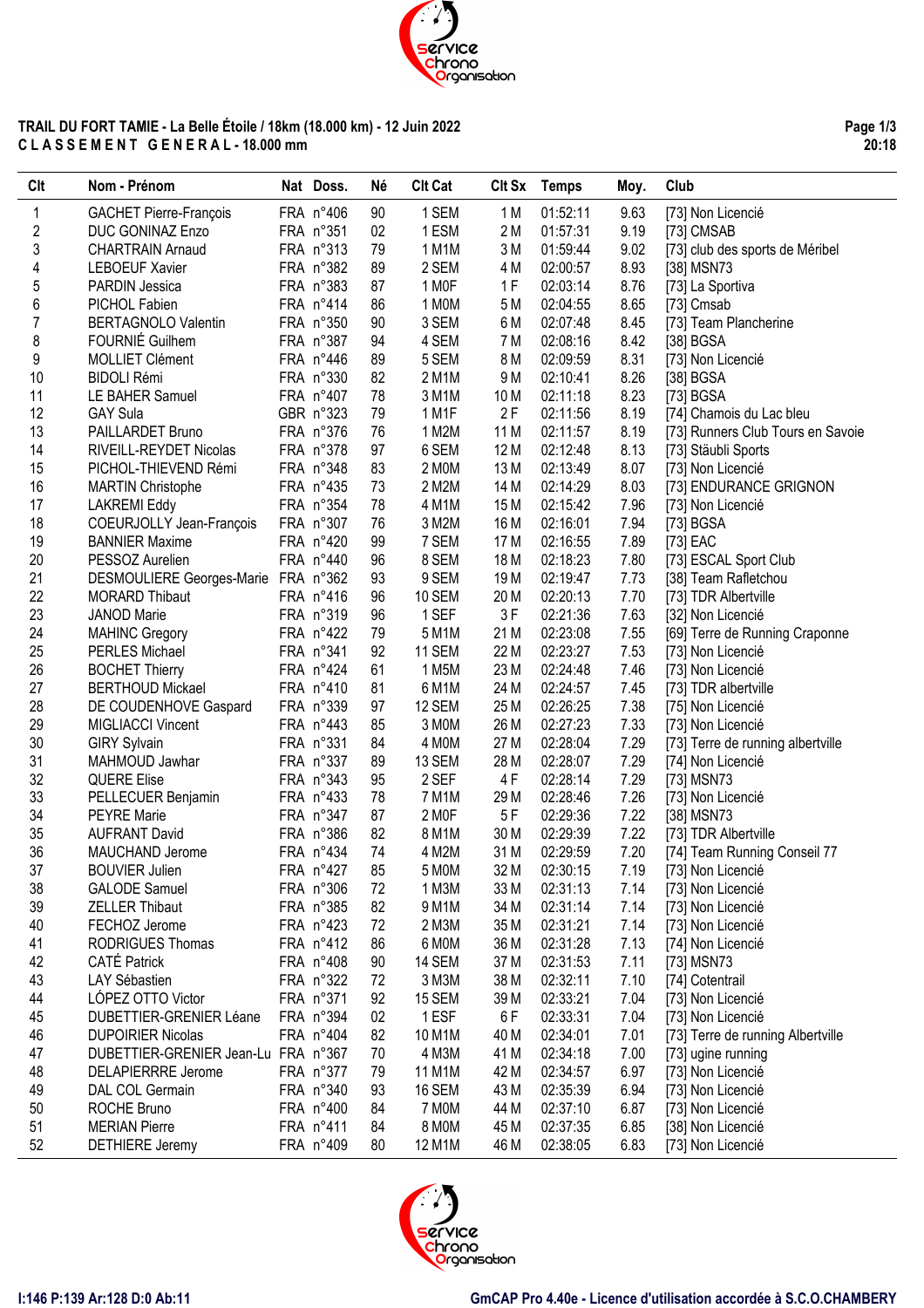**TRAIL DU FORT TAMIE - La Belle Étoile / 18km (18.000 km) - 12 Juin 2022**
**C L A S S E M E N T   G E N E R A L - 18.000 mm**

| Clt | Nom - Prénom | Nat | Doss. | Né | Clt Cat | Clt Sx | Temps | Moy. | Club |
|---|---|---|---|---|---|---|---|---|---|
| 1 | GACHET Pierre-François | FRA | n°406 | 90 | 1 SEM | 1 M | 01:52:11 | 9.63 | [73] Non Licencié |
| 2 | DUC GONINAZ Enzo | FRA | n°351 | 02 | 1 ESM | 2 M | 01:57:31 | 9.19 | [73] CMSAB |
| 3 | CHARTRAIN Arnaud | FRA | n°313 | 79 | 1 M1M | 3 M | 01:59:44 | 9.02 | [73] club des sports de Méribel |
| 4 | LEBOEUF Xavier | FRA | n°382 | 89 | 2 SEM | 4 M | 02:00:57 | 8.93 | [38] MSN73 |
| 5 | PARDIN Jessica | FRA | n°383 | 87 | 1 M0F | 1 F | 02:03:14 | 8.76 | [73] La Sportiva |
| 6 | PICHOL Fabien | FRA | n°414 | 86 | 1 M0M | 5 M | 02:04:55 | 8.65 | [73] Cmsab |
| 7 | BERTAGNOLO Valentin | FRA | n°350 | 90 | 3 SEM | 6 M | 02:07:48 | 8.45 | [73] Team Plancherine |
| 8 | FOURNIÉ Guilhem | FRA | n°387 | 94 | 4 SEM | 7 M | 02:08:16 | 8.42 | [38] BGSA |
| 9 | MOLLIET Clément | FRA | n°446 | 89 | 5 SEM | 8 M | 02:09:59 | 8.31 | [73] Non Licencié |
| 10 | BIDOLI Rémi | FRA | n°330 | 82 | 2 M1M | 9 M | 02:10:41 | 8.26 | [38] BGSA |
| 11 | LE BAHER Samuel | FRA | n°407 | 78 | 3 M1M | 10 M | 02:11:18 | 8.23 | [73] BGSA |
| 12 | GAY Sula | GBR | n°323 | 79 | 1 M1F | 2 F | 02:11:56 | 8.19 | [74] Chamois du Lac bleu |
| 13 | PAILLARDET Bruno | FRA | n°376 | 76 | 1 M2M | 11 M | 02:11:57 | 8.19 | [73] Runners Club Tours en Savoie |
| 14 | RIVEILL-REYDET Nicolas | FRA | n°378 | 97 | 6 SEM | 12 M | 02:12:48 | 8.13 | [73] Stäubli Sports |
| 15 | PICHOL-THIEVEND Rémi | FRA | n°348 | 83 | 2 M0M | 13 M | 02:13:49 | 8.07 | [73] Non Licencié |
| 16 | MARTIN Christophe | FRA | n°435 | 73 | 2 M2M | 14 M | 02:14:29 | 8.03 | [73] ENDURANCE GRIGNON |
| 17 | LAKREMI Eddy | FRA | n°354 | 78 | 4 M1M | 15 M | 02:15:42 | 7.96 | [73] Non Licencié |
| 18 | COEURJOLLY Jean-François | FRA | n°307 | 76 | 3 M2M | 16 M | 02:16:01 | 7.94 | [73] BGSA |
| 19 | BANNIER Maxime | FRA | n°420 | 99 | 7 SEM | 17 M | 02:16:55 | 7.89 | [73] EAC |
| 20 | PESSOZ Aurelien | FRA | n°440 | 96 | 8 SEM | 18 M | 02:18:23 | 7.80 | [73] ESCAL Sport Club |
| 21 | DESMOULIERE Georges-Marie | FRA | n°362 | 93 | 9 SEM | 19 M | 02:19:47 | 7.73 | [38] Team Rafletchou |
| 22 | MORARD Thibaut | FRA | n°416 | 96 | 10 SEM | 20 M | 02:20:13 | 7.70 | [73] TDR Albertville |
| 23 | JANOD Marie | FRA | n°319 | 96 | 1 SEF | 3 F | 02:21:36 | 7.63 | [32] Non Licencié |
| 24 | MAHINC Gregory | FRA | n°422 | 79 | 5 M1M | 21 M | 02:23:08 | 7.55 | [69] Terre de Running Craponne |
| 25 | PERLES Michael | FRA | n°341 | 92 | 11 SEM | 22 M | 02:23:27 | 7.53 | [73] Non Licencié |
| 26 | BOCHET Thierry | FRA | n°424 | 61 | 1 M5M | 23 M | 02:24:48 | 7.46 | [73] Non Licencié |
| 27 | BERTHOUD Mickael | FRA | n°410 | 81 | 6 M1M | 24 M | 02:24:57 | 7.45 | [73] TDR albertville |
| 28 | DE COUDENHOVE Gaspard | FRA | n°339 | 97 | 12 SEM | 25 M | 02:26:25 | 7.38 | [75] Non Licencié |
| 29 | MIGLIACCI Vincent | FRA | n°443 | 85 | 3 M0M | 26 M | 02:27:23 | 7.33 | [73] Non Licencié |
| 30 | GIRY Sylvain | FRA | n°331 | 84 | 4 M0M | 27 M | 02:28:04 | 7.29 | [73] Terre de running albertville |
| 31 | MAHMOUD Jawhar | FRA | n°337 | 89 | 13 SEM | 28 M | 02:28:07 | 7.29 | [74] Non Licencié |
| 32 | QUERE Elise | FRA | n°343 | 95 | 2 SEF | 4 F | 02:28:14 | 7.29 | [73] MSN73 |
| 33 | PELLECUER Benjamin | FRA | n°433 | 78 | 7 M1M | 29 M | 02:28:46 | 7.26 | [73] Non Licencié |
| 34 | PEYRE Marie | FRA | n°347 | 87 | 2 M0F | 5 F | 02:29:36 | 7.22 | [38] MSN73 |
| 35 | AUFRANT David | FRA | n°386 | 82 | 8 M1M | 30 M | 02:29:39 | 7.22 | [73] TDR Albertville |
| 36 | MAUCHAND Jerome | FRA | n°434 | 74 | 4 M2M | 31 M | 02:29:59 | 7.20 | [74] Team Running Conseil 77 |
| 37 | BOUVIER Julien | FRA | n°427 | 85 | 5 M0M | 32 M | 02:30:15 | 7.19 | [73] Non Licencié |
| 38 | GALODE Samuel | FRA | n°306 | 72 | 1 M3M | 33 M | 02:31:13 | 7.14 | [73] Non Licencié |
| 39 | ZELLER Thibaut | FRA | n°385 | 82 | 9 M1M | 34 M | 02:31:14 | 7.14 | [73] Non Licencié |
| 40 | FECHOZ Jerome | FRA | n°423 | 72 | 2 M3M | 35 M | 02:31:21 | 7.14 | [73] Non Licencié |
| 41 | RODRIGUES Thomas | FRA | n°412 | 86 | 6 M0M | 36 M | 02:31:28 | 7.13 | [74] Non Licencié |
| 42 | CATÉ Patrick | FRA | n°408 | 90 | 14 SEM | 37 M | 02:31:53 | 7.11 | [73] MSN73 |
| 43 | LAY Sébastien | FRA | n°322 | 72 | 3 M3M | 38 M | 02:32:11 | 7.10 | [74] Cotentrail |
| 44 | LÓPEZ OTTO Victor | FRA | n°371 | 92 | 15 SEM | 39 M | 02:33:21 | 7.04 | [73] Non Licencié |
| 45 | DUBETTIER-GRENIER Léane | FRA | n°394 | 02 | 1 ESF | 6 F | 02:33:31 | 7.04 | [73] Non Licencié |
| 46 | DUPOIRIER Nicolas | FRA | n°404 | 82 | 10 M1M | 40 M | 02:34:01 | 7.01 | [73] Terre de running Albertville |
| 47 | DUBETTIER-GRENIER Jean-Lu | FRA | n°367 | 70 | 4 M3M | 41 M | 02:34:18 | 7.00 | [73] ugine running |
| 48 | DELAPIERRRE Jerome | FRA | n°377 | 79 | 11 M1M | 42 M | 02:34:57 | 6.97 | [73] Non Licencié |
| 49 | DAL COL Germain | FRA | n°340 | 93 | 16 SEM | 43 M | 02:35:39 | 6.94 | [73] Non Licencié |
| 50 | ROCHE Bruno | FRA | n°400 | 84 | 7 M0M | 44 M | 02:37:10 | 6.87 | [73] Non Licencié |
| 51 | MERIAN Pierre | FRA | n°411 | 84 | 8 M0M | 45 M | 02:37:35 | 6.85 | [38] Non Licencié |
| 52 | DETHIERE Jeremy | FRA | n°409 | 80 | 12 M1M | 46 M | 02:38:05 | 6.83 | [73] Non Licencié |

I:146 P:139 Ar:128 D:0 Ab:11

GmCAP Pro 4.40e - Licence d'utilisation accordée à S.C.O.CHAMBERY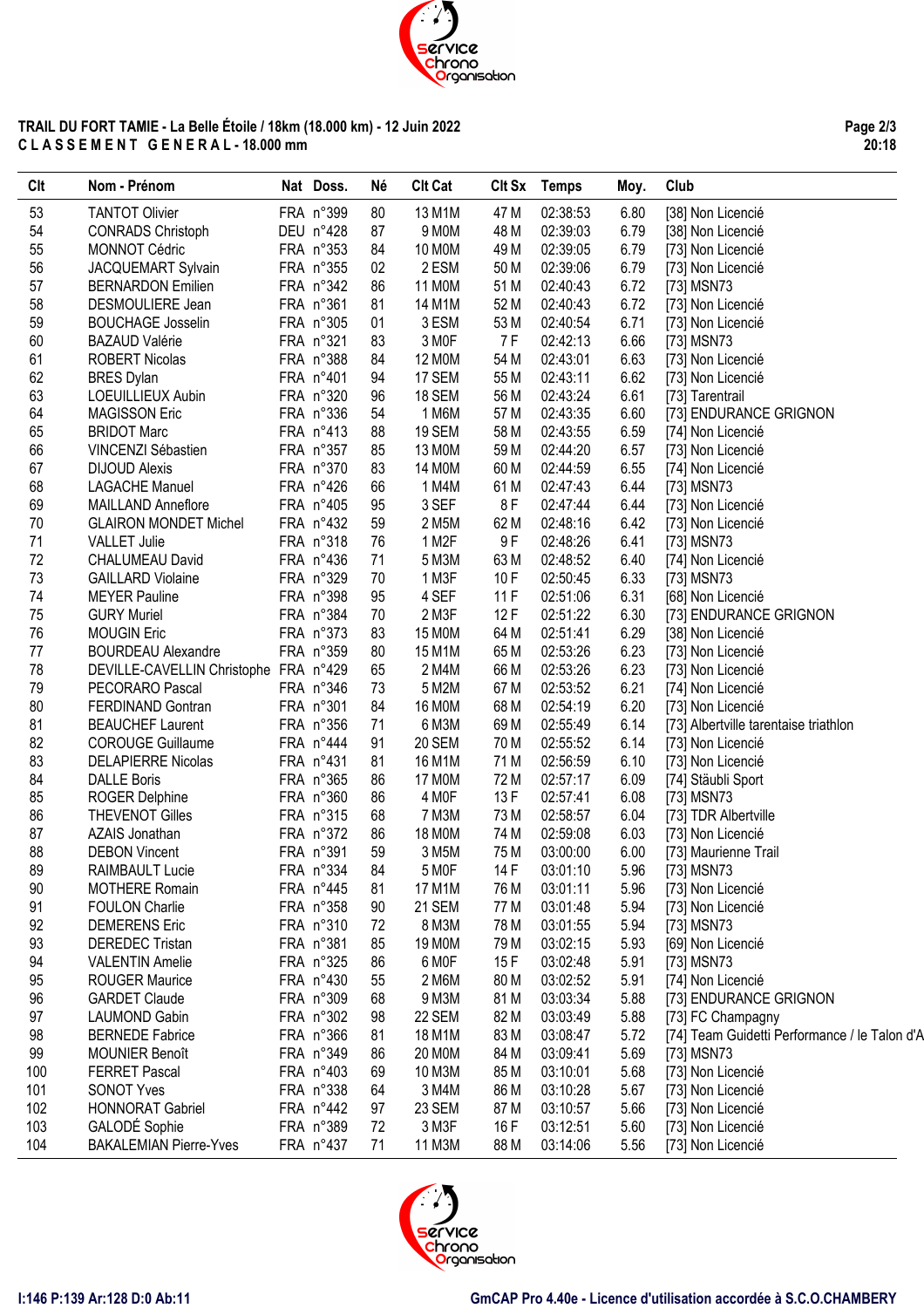**TRAIL DU FORT TAMIE - La Belle Étoile / 18km (18.000 km) - 12 Juin 2022**
**C L A S S E M E N T  G E N E R A L - 18.000 mm**

| Clt | Nom - Prénom | Nat | Doss. | Né | Clt Cat | Clt Sx | Temps | Moy. | Club |
|---|---|---|---|---|---|---|---|---|---|
| 53 | TANTOT Olivier | FRA | n°399 | 80 | 13 M1M | 47 M | 02:38:53 | 6.80 | [38] Non Licencié |
| 54 | CONRADS Christoph | DEU | n°428 | 87 | 9 M0M | 48 M | 02:39:03 | 6.79 | [38] Non Licencié |
| 55 | MONNOT Cédric | FRA | n°353 | 84 | 10 M0M | 49 M | 02:39:05 | 6.79 | [73] Non Licencié |
| 56 | JACQUEMART Sylvain | FRA | n°355 | 02 | 2 ESM | 50 M | 02:39:06 | 6.79 | [73] Non Licencié |
| 57 | BERNARDON Emilien | FRA | n°342 | 86 | 11 M0M | 51 M | 02:40:43 | 6.72 | [73] MSN73 |
| 58 | DESMOULIERE Jean | FRA | n°361 | 81 | 14 M1M | 52 M | 02:40:43 | 6.72 | [73] Non Licencié |
| 59 | BOUCHAGE Josselin | FRA | n°305 | 01 | 3 ESM | 53 M | 02:40:54 | 6.71 | [73] Non Licencié |
| 60 | BAZAUD Valérie | FRA | n°321 | 83 | 3 M0F | 7 F | 02:42:13 | 6.66 | [73] MSN73 |
| 61 | ROBERT Nicolas | FRA | n°388 | 84 | 12 M0M | 54 M | 02:43:01 | 6.63 | [73] Non Licencié |
| 62 | BRES Dylan | FRA | n°401 | 94 | 17 SEM | 55 M | 02:43:11 | 6.62 | [73] Non Licencié |
| 63 | LOEUILLIEUX Aubin | FRA | n°320 | 96 | 18 SEM | 56 M | 02:43:24 | 6.61 | [73] Tarentrail |
| 64 | MAGISSON Eric | FRA | n°336 | 54 | 1 M6M | 57 M | 02:43:35 | 6.60 | [73] ENDURANCE GRIGNON |
| 65 | BRIDOT Marc | FRA | n°413 | 88 | 19 SEM | 58 M | 02:43:55 | 6.59 | [74] Non Licencié |
| 66 | VINCENZI Sébastien | FRA | n°357 | 85 | 13 M0M | 59 M | 02:44:20 | 6.57 | [73] Non Licencié |
| 67 | DIJOUD Alexis | FRA | n°370 | 83 | 14 M0M | 60 M | 02:44:59 | 6.55 | [74] Non Licencié |
| 68 | LAGACHE Manuel | FRA | n°426 | 66 | 1 M4M | 61 M | 02:47:43 | 6.44 | [73] MSN73 |
| 69 | MAILLAND Anneflore | FRA | n°405 | 95 | 3 SEF | 8 F | 02:47:44 | 6.44 | [73] Non Licencié |
| 70 | GLAIRON MONDET Michel | FRA | n°432 | 59 | 2 M5M | 62 M | 02:48:16 | 6.42 | [73] Non Licencié |
| 71 | VALLET Julie | FRA | n°318 | 76 | 1 M2F | 9 F | 02:48:26 | 6.41 | [73] MSN73 |
| 72 | CHALUMEAU David | FRA | n°436 | 71 | 5 M3M | 63 M | 02:48:52 | 6.40 | [74] Non Licencié |
| 73 | GAILLARD Violaine | FRA | n°329 | 70 | 1 M3F | 10 F | 02:50:45 | 6.33 | [73] MSN73 |
| 74 | MEYER Pauline | FRA | n°398 | 95 | 4 SEF | 11 F | 02:51:06 | 6.31 | [68] Non Licencié |
| 75 | GURY Muriel | FRA | n°384 | 70 | 2 M3F | 12 F | 02:51:22 | 6.30 | [73] ENDURANCE GRIGNON |
| 76 | MOUGIN Eric | FRA | n°373 | 83 | 15 M0M | 64 M | 02:51:41 | 6.29 | [38] Non Licencié |
| 77 | BOURDEAU Alexandre | FRA | n°359 | 80 | 15 M1M | 65 M | 02:53:26 | 6.23 | [73] Non Licencié |
| 78 | DEVILLE-CAVELLIN Christophe | FRA | n°429 | 65 | 2 M4M | 66 M | 02:53:26 | 6.23 | [73] Non Licencié |
| 79 | PECORARO Pascal | FRA | n°346 | 73 | 5 M2M | 67 M | 02:53:52 | 6.21 | [74] Non Licencié |
| 80 | FERDINAND Gontran | FRA | n°301 | 84 | 16 M0M | 68 M | 02:54:19 | 6.20 | [73] Non Licencié |
| 81 | BEAUCHEF Laurent | FRA | n°356 | 71 | 6 M3M | 69 M | 02:55:49 | 6.14 | [73] Albertville tarentaise triathlon |
| 82 | COROUGE Guillaume | FRA | n°444 | 91 | 20 SEM | 70 M | 02:55:52 | 6.14 | [73] Non Licencié |
| 83 | DELAPIERRE Nicolas | FRA | n°431 | 81 | 16 M1M | 71 M | 02:56:59 | 6.10 | [73] Non Licencié |
| 84 | DALLE Boris | FRA | n°365 | 86 | 17 M0M | 72 M | 02:57:17 | 6.09 | [74] Stäubli Sport |
| 85 | ROGER Delphine | FRA | n°360 | 86 | 4 M0F | 13 F | 02:57:41 | 6.08 | [73] MSN73 |
| 86 | THEVENOT Gilles | FRA | n°315 | 68 | 7 M3M | 73 M | 02:58:57 | 6.04 | [73] TDR Albertville |
| 87 | AZAIS Jonathan | FRA | n°372 | 86 | 18 M0M | 74 M | 02:59:08 | 6.03 | [73] Non Licencié |
| 88 | DEBON Vincent | FRA | n°391 | 59 | 3 M5M | 75 M | 03:00:00 | 6.00 | [73] Maurienne Trail |
| 89 | RAIMBAULT Lucie | FRA | n°334 | 84 | 5 M0F | 14 F | 03:01:10 | 5.96 | [73] MSN73 |
| 90 | MOTHERE Romain | FRA | n°445 | 81 | 17 M1M | 76 M | 03:01:11 | 5.96 | [73] Non Licencié |
| 91 | FOULON Charlie | FRA | n°358 | 90 | 21 SEM | 77 M | 03:01:48 | 5.94 | [73] Non Licencié |
| 92 | DEMERENS Eric | FRA | n°310 | 72 | 8 M3M | 78 M | 03:01:55 | 5.94 | [73] MSN73 |
| 93 | DEREDEC Tristan | FRA | n°381 | 85 | 19 M0M | 79 M | 03:02:15 | 5.93 | [69] Non Licencié |
| 94 | VALENTIN Amelie | FRA | n°325 | 86 | 6 M0F | 15 F | 03:02:48 | 5.91 | [73] MSN73 |
| 95 | ROUGER Maurice | FRA | n°430 | 55 | 2 M6M | 80 M | 03:02:52 | 5.91 | [74] Non Licencié |
| 96 | GARDET Claude | FRA | n°309 | 68 | 9 M3M | 81 M | 03:03:34 | 5.88 | [73] ENDURANCE GRIGNON |
| 97 | LAUMOND Gabin | FRA | n°302 | 98 | 22 SEM | 82 M | 03:03:49 | 5.88 | [73] FC Champagny |
| 98 | BERNEDE Fabrice | FRA | n°366 | 81 | 18 M1M | 83 M | 03:08:47 | 5.72 | [74] Team Guidetti Performance / le Talon d'A |
| 99 | MOUNIER Benoît | FRA | n°349 | 86 | 20 M0M | 84 M | 03:09:41 | 5.69 | [73] MSN73 |
| 100 | FERRET Pascal | FRA | n°403 | 69 | 10 M3M | 85 M | 03:10:01 | 5.68 | [73] Non Licencié |
| 101 | SONOT Yves | FRA | n°338 | 64 | 3 M4M | 86 M | 03:10:28 | 5.67 | [73] Non Licencié |
| 102 | HONNORAT Gabriel | FRA | n°442 | 97 | 23 SEM | 87 M | 03:10:57 | 5.66 | [73] Non Licencié |
| 103 | GALODÉ Sophie | FRA | n°389 | 72 | 3 M3F | 16 F | 03:12:51 | 5.60 | [73] Non Licencié |
| 104 | BAKALEMIAN Pierre-Yves | FRA | n°437 | 71 | 11 M3M | 88 M | 03:14:06 | 5.56 | [73] Non Licencié |

I:146 P:139 Ar:128 D:0 Ab:11

GmCAP Pro 4.40e - Licence d'utilisation accordée à S.C.O.CHAMBERY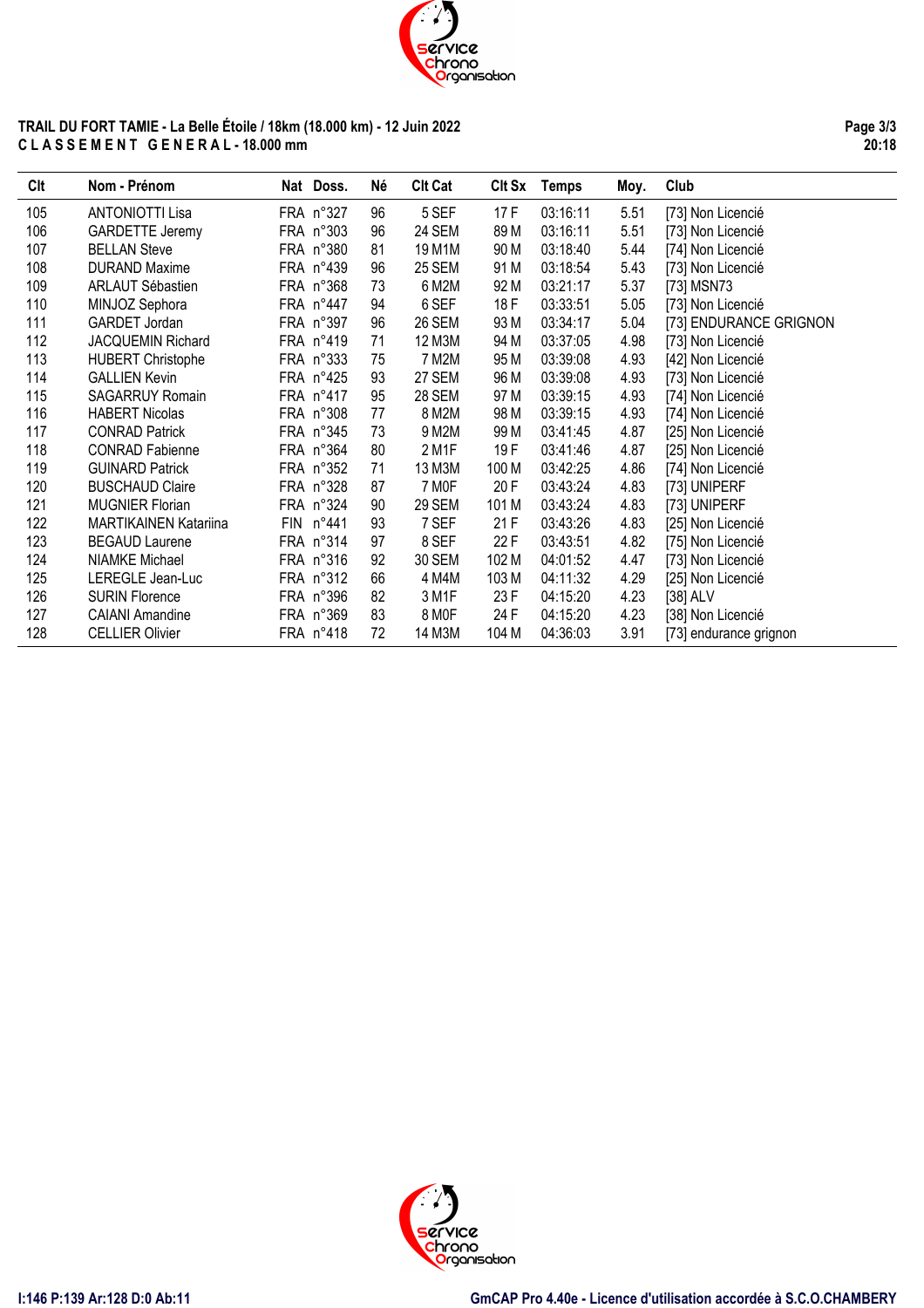**TRAIL DU FORT TAMIE - La Belle Étoile / 18km (18.000 km) - 12 Juin 2022**
**C L A S S E M E N T   G E N E R A L - 18.000 mm**

| Clt | Nom - Prénom | Nat | Doss. | Né | Clt Cat | Clt Sx | Temps | Moy. | Club |
|---|---|---|---|---|---|---|---|---|---|
| 105 | ANTONIOTTI Lisa | FRA | n°327 | 96 | 5 SEF | 17 F | 03:16:11 | 5.51 | [73] Non Licencié |
| 106 | GARDETTE Jeremy | FRA | n°303 | 96 | 24 SEM | 89 M | 03:16:11 | 5.51 | [73] Non Licencié |
| 107 | BELLAN Steve | FRA | n°380 | 81 | 19 M1M | 90 M | 03:18:40 | 5.44 | [74] Non Licencié |
| 108 | DURAND Maxime | FRA | n°439 | 96 | 25 SEM | 91 M | 03:18:54 | 5.43 | [73] Non Licencié |
| 109 | ARLAUT Sébastien | FRA | n°368 | 73 | 6 M2M | 92 M | 03:21:17 | 5.37 | [73] MSN73 |
| 110 | MINJOZ Sephora | FRA | n°447 | 94 | 6 SEF | 18 F | 03:33:51 | 5.05 | [73] Non Licencié |
| 111 | GARDET Jordan | FRA | n°397 | 96 | 26 SEM | 93 M | 03:34:17 | 5.04 | [73] ENDURANCE GRIGNON |
| 112 | JACQUEMIN Richard | FRA | n°419 | 71 | 12 M3M | 94 M | 03:37:05 | 4.98 | [73] Non Licencié |
| 113 | HUBERT Christophe | FRA | n°333 | 75 | 7 M2M | 95 M | 03:39:08 | 4.93 | [42] Non Licencié |
| 114 | GALLIEN Kevin | FRA | n°425 | 93 | 27 SEM | 96 M | 03:39:08 | 4.93 | [73] Non Licencié |
| 115 | SAGARRUY Romain | FRA | n°417 | 95 | 28 SEM | 97 M | 03:39:15 | 4.93 | [74] Non Licencié |
| 116 | HABERT Nicolas | FRA | n°308 | 77 | 8 M2M | 98 M | 03:39:15 | 4.93 | [74] Non Licencié |
| 117 | CONRAD Patrick | FRA | n°345 | 73 | 9 M2M | 99 M | 03:41:45 | 4.87 | [25] Non Licencié |
| 118 | CONRAD Fabienne | FRA | n°364 | 80 | 2 M1F | 19 F | 03:41:46 | 4.87 | [25] Non Licencié |
| 119 | GUINARD Patrick | FRA | n°352 | 71 | 13 M3M | 100 M | 03:42:25 | 4.86 | [74] Non Licencié |
| 120 | BUSCHAUD Claire | FRA | n°328 | 87 | 7 M0F | 20 F | 03:43:24 | 4.83 | [73] UNIPERF |
| 121 | MUGNIER Florian | FRA | n°324 | 90 | 29 SEM | 101 M | 03:43:24 | 4.83 | [73] UNIPERF |
| 122 | MARTIKAINEN Katariina | FIN | n°441 | 93 | 7 SEF | 21 F | 03:43:26 | 4.83 | [25] Non Licencié |
| 123 | BEGAUD Laurene | FRA | n°314 | 97 | 8 SEF | 22 F | 03:43:51 | 4.82 | [75] Non Licencié |
| 124 | NIAMKE Michael | FRA | n°316 | 92 | 30 SEM | 102 M | 04:01:52 | 4.47 | [73] Non Licencié |
| 125 | LEREGLE Jean-Luc | FRA | n°312 | 66 | 4 M4M | 103 M | 04:11:32 | 4.29 | [25] Non Licencié |
| 126 | SURIN Florence | FRA | n°396 | 82 | 3 M1F | 23 F | 04:15:20 | 4.23 | [38] ALV |
| 127 | CAIANI Amandine | FRA | n°369 | 83 | 8 M0F | 24 F | 04:15:20 | 4.23 | [38] Non Licencié |
| 128 | CELLIER Olivier | FRA | n°418 | 72 | 14 M3M | 104 M | 04:36:03 | 3.91 | [73] endurance grignon |

I:146 P:139 Ar:128 D:0 Ab:11
GmCAP Pro 4.40e - Licence d'utilisation accordée à S.C.O.CHAMBERY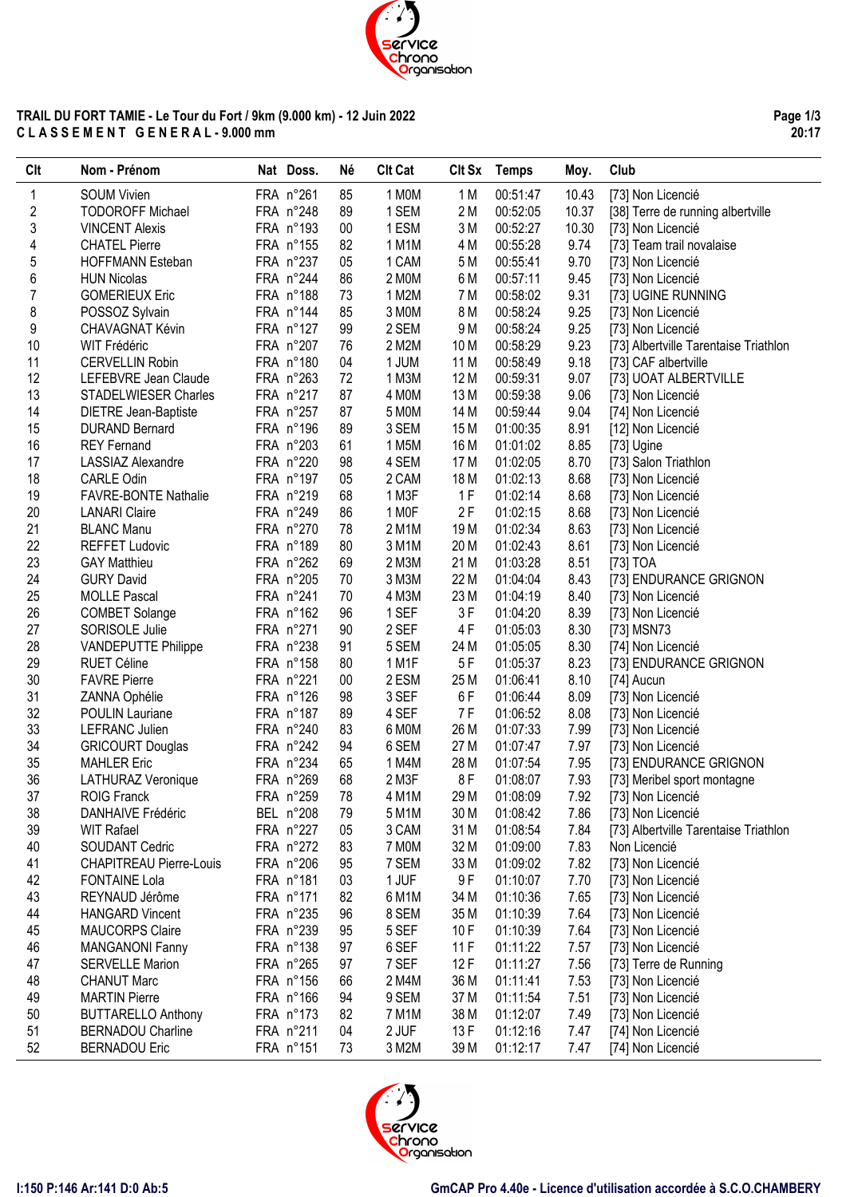**TRAIL DU FORT TAMIE - Le Tour du Fort / 9km (9.000 km) - 12 Juin 2022**
**C L A S S E M E N T   G E N E R A L - 9.000 mm**

| Clt | Nom - Prénom | Nat | Doss. | Né | Clt Cat | Clt Sx | Temps | Moy. | Club |
|---|---|---|---|---|---|---|---|---|---|
| 1 | SOUM Vivien | FRA | n°261 | 85 | 1 M0M | 1 M | 00:51:47 | 10.43 | [73] Non Licencié |
| 2 | TODOROFF Michael | FRA | n°248 | 89 | 1 SEM | 2 M | 00:52:05 | 10.37 | [38] Terre de running albertville |
| 3 | VINCENT Alexis | FRA | n°193 | 00 | 1 ESM | 3 M | 00:52:27 | 10.30 | [73] Non Licencié |
| 4 | CHATEL Pierre | FRA | n°155 | 82 | 1 M1M | 4 M | 00:55:28 | 9.74 | [73] Team trail novalaise |
| 5 | HOFFMANN Esteban | FRA | n°237 | 05 | 1 CAM | 5 M | 00:55:41 | 9.70 | [73] Non Licencié |
| 6 | HUN Nicolas | FRA | n°244 | 86 | 2 M0M | 6 M | 00:57:11 | 9.45 | [73] Non Licencié |
| 7 | GOMERIEUX Eric | FRA | n°188 | 73 | 1 M2M | 7 M | 00:58:02 | 9.31 | [73] UGINE RUNNING |
| 8 | POSSOZ Sylvain | FRA | n°144 | 85 | 3 M0M | 8 M | 00:58:24 | 9.25 | [73] Non Licencié |
| 9 | CHAVAGNAT Kévin | FRA | n°127 | 99 | 2 SEM | 9 M | 00:58:24 | 9.25 | [73] Non Licencié |
| 10 | WIT Frédéric | FRA | n°207 | 76 | 2 M2M | 10 M | 00:58:29 | 9.23 | [73] Albertville Tarentaise Triathlon |
| 11 | CERVELLIN Robin | FRA | n°180 | 04 | 1 JUM | 11 M | 00:58:49 | 9.18 | [73] CAF albertville |
| 12 | LEFEBVRE Jean Claude | FRA | n°263 | 72 | 1 M3M | 12 M | 00:59:31 | 9.07 | [73] UOAT ALBERTVILLE |
| 13 | STADELWIESER Charles | FRA | n°217 | 87 | 4 M0M | 13 M | 00:59:38 | 9.06 | [73] Non Licencié |
| 14 | DIETRE Jean-Baptiste | FRA | n°257 | 87 | 5 M0M | 14 M | 00:59:44 | 9.04 | [74] Non Licencié |
| 15 | DURAND Bernard | FRA | n°196 | 89 | 3 SEM | 15 M | 01:00:35 | 8.91 | [12] Non Licencié |
| 16 | REY Fernand | FRA | n°203 | 61 | 1 M5M | 16 M | 01:01:02 | 8.85 | [73] Ugine |
| 17 | LASSIAZ Alexandre | FRA | n°220 | 98 | 4 SEM | 17 M | 01:02:05 | 8.70 | [73] Salon Triathlon |
| 18 | CARLE Odin | FRA | n°197 | 05 | 2 CAM | 18 M | 01:02:13 | 8.68 | [73] Non Licencié |
| 19 | FAVRE-BONTE Nathalie | FRA | n°219 | 68 | 1 M3F | 1 F | 01:02:14 | 8.68 | [73] Non Licencié |
| 20 | LANARI Claire | FRA | n°249 | 86 | 1 M0F | 2 F | 01:02:15 | 8.68 | [73] Non Licencié |
| 21 | BLANC Manu | FRA | n°270 | 78 | 2 M1M | 19 M | 01:02:34 | 8.63 | [73] Non Licencié |
| 22 | REFFET Ludovic | FRA | n°189 | 80 | 3 M1M | 20 M | 01:02:43 | 8.61 | [73] Non Licencié |
| 23 | GAY Matthieu | FRA | n°262 | 69 | 2 M3M | 21 M | 01:03:28 | 8.51 | [73] TOA |
| 24 | GURY David | FRA | n°205 | 70 | 3 M3M | 22 M | 01:04:04 | 8.43 | [73] ENDURANCE GRIGNON |
| 25 | MOLLE Pascal | FRA | n°241 | 70 | 4 M3M | 23 M | 01:04:19 | 8.40 | [73] Non Licencié |
| 26 | COMBET Solange | FRA | n°162 | 96 | 1 SEF | 3 F | 01:04:20 | 8.39 | [73] Non Licencié |
| 27 | SORISOLE Julie | FRA | n°271 | 90 | 2 SEF | 4 F | 01:05:03 | 8.30 | [73] MSN73 |
| 28 | VANDEPUTTE Philippe | FRA | n°238 | 91 | 5 SEM | 24 M | 01:05:05 | 8.30 | [74] Non Licencié |
| 29 | RUET Céline | FRA | n°158 | 80 | 1 M1F | 5 F | 01:05:37 | 8.23 | [73] ENDURANCE GRIGNON |
| 30 | FAVRE Pierre | FRA | n°221 | 00 | 2 ESM | 25 M | 01:06:41 | 8.10 | [74] Aucun |
| 31 | ZANNA Ophélie | FRA | n°126 | 98 | 3 SEF | 6 F | 01:06:44 | 8.09 | [73] Non Licencié |
| 32 | POULIN Lauriane | FRA | n°187 | 89 | 4 SEF | 7 F | 01:06:52 | 8.08 | [73] Non Licencié |
| 33 | LEFRANC Julien | FRA | n°240 | 83 | 6 M0M | 26 M | 01:07:33 | 7.99 | [73] Non Licencié |
| 34 | GRICOURT Douglas | FRA | n°242 | 94 | 6 SEM | 27 M | 01:07:47 | 7.97 | [73] Non Licencié |
| 35 | MAHLER Eric | FRA | n°234 | 65 | 1 M4M | 28 M | 01:07:54 | 7.95 | [73] ENDURANCE GRIGNON |
| 36 | LATHURAZ Veronique | FRA | n°269 | 68 | 2 M3F | 8 F | 01:08:07 | 7.93 | [73] Meribel sport montagne |
| 37 | ROIG Franck | FRA | n°259 | 78 | 4 M1M | 29 M | 01:08:09 | 7.92 | [73] Non Licencié |
| 38 | DANHAIVE Frédéric | BEL | n°208 | 79 | 5 M1M | 30 M | 01:08:42 | 7.86 | [73] Non Licencié |
| 39 | WIT Rafael | FRA | n°227 | 05 | 3 CAM | 31 M | 01:08:54 | 7.84 | [73] Albertville Tarentaise Triathlon |
| 40 | SOUDANT Cedric | FRA | n°272 | 83 | 7 M0M | 32 M | 01:09:00 | 7.83 | Non Licencié |
| 41 | CHAPITREAU Pierre-Louis | FRA | n°206 | 95 | 7 SEM | 33 M | 01:09:02 | 7.82 | [73] Non Licencié |
| 42 | FONTAINE Lola | FRA | n°181 | 03 | 1 JUF | 9 F | 01:10:07 | 7.70 | [73] Non Licencié |
| 43 | REYNAUD Jérôme | FRA | n°171 | 82 | 6 M1M | 34 M | 01:10:36 | 7.65 | [73] Non Licencié |
| 44 | HANGARD Vincent | FRA | n°235 | 96 | 8 SEM | 35 M | 01:10:39 | 7.64 | [73] Non Licencié |
| 45 | MAUCORPS Claire | FRA | n°239 | 95 | 5 SEF | 10 F | 01:10:39 | 7.64 | [73] Non Licencié |
| 46 | MANGANONI Fanny | FRA | n°138 | 97 | 6 SEF | 11 F | 01:11:22 | 7.57 | [73] Non Licencié |
| 47 | SERVELLE Marion | FRA | n°265 | 97 | 7 SEF | 12 F | 01:11:27 | 7.56 | [73] Terre de Running |
| 48 | CHANUT Marc | FRA | n°156 | 66 | 2 M4M | 36 M | 01:11:41 | 7.53 | [73] Non Licencié |
| 49 | MARTIN Pierre | FRA | n°166 | 94 | 9 SEM | 37 M | 01:11:54 | 7.51 | [73] Non Licencié |
| 50 | BUTTARELLO Anthony | FRA | n°173 | 82 | 7 M1M | 38 M | 01:12:07 | 7.49 | [73] Non Licencié |
| 51 | BERNADOU Charline | FRA | n°211 | 04 | 2 JUF | 13 F | 01:12:16 | 7.47 | [74] Non Licencié |
| 52 | BERNADOU Eric | FRA | n°151 | 73 | 3 M2M | 39 M | 01:12:17 | 7.47 | [74] Non Licencié |

I:150 P:146 Ar:141 D:0 Ab:5

GmCAP Pro 4.40e - Licence d'utilisation accordée à S.C.O.CHAMBERY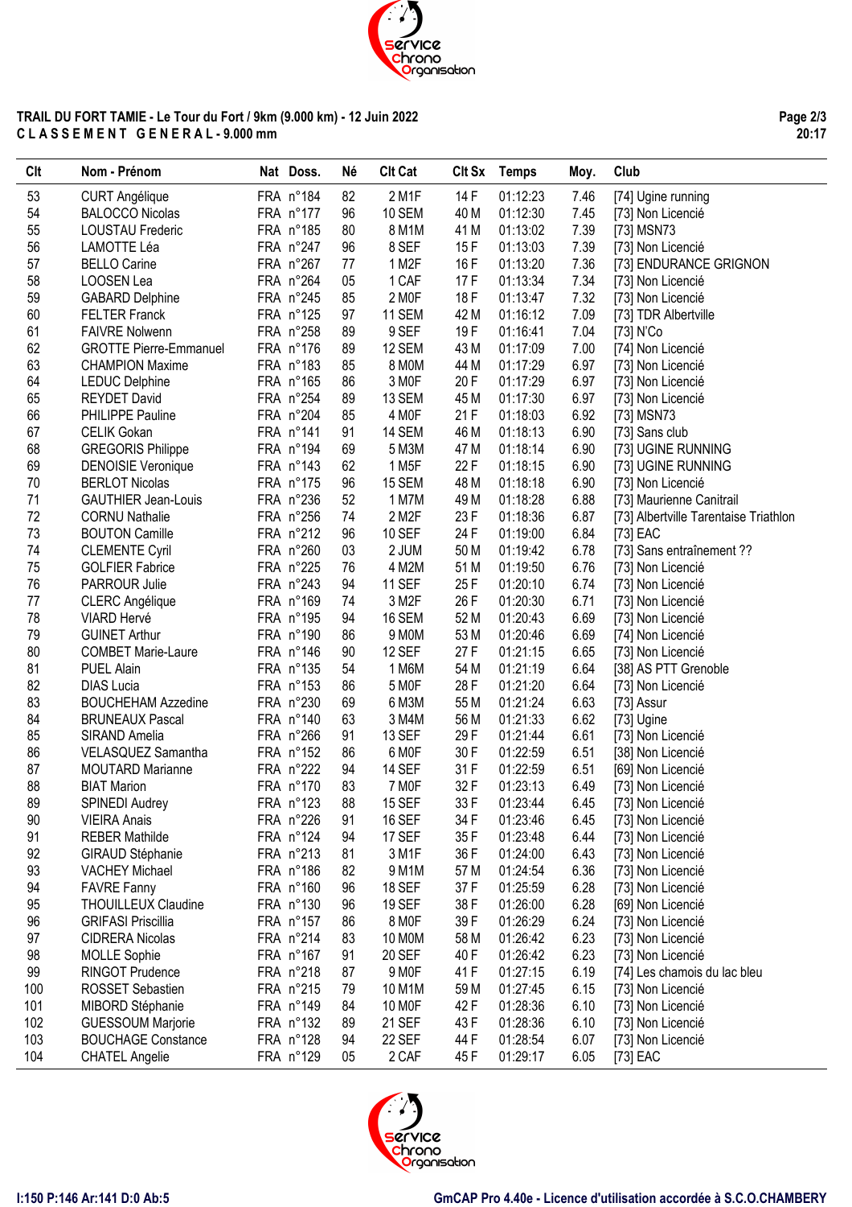**TRAIL DU FORT TAMIE - Le Tour du Fort / 9km (9.000 km) - 12 Juin 2022**
**C L A S S E M E N T G E N E R A L - 9.000 mm**

| Clt | Nom - Prénom | Nat | Doss. | Né | Clt Cat | Clt Sx | Temps | Moy. | Club |
|---|---|---|---|---|---|---|---|---|---|
| 53 | CURT Angélique | FRA | n°184 | 82 | 2 M1F | 14 F | 01:12:23 | 7.46 | [74] Ugine running |
| 54 | BALOCCO Nicolas | FRA | n°177 | 96 | 10 SEM | 40 M | 01:12:30 | 7.45 | [73] Non Licencié |
| 55 | LOUSTAU Frederic | FRA | n°185 | 80 | 8 M1M | 41 M | 01:13:02 | 7.39 | [73] MSN73 |
| 56 | LAMOTTE Léa | FRA | n°247 | 96 | 8 SEF | 15 F | 01:13:03 | 7.39 | [73] Non Licencié |
| 57 | BELLO Carine | FRA | n°267 | 77 | 1 M2F | 16 F | 01:13:20 | 7.36 | [73] ENDURANCE GRIGNON |
| 58 | LOOSEN Lea | FRA | n°264 | 05 | 1 CAF | 17 F | 01:13:34 | 7.34 | [73] Non Licencié |
| 59 | GABARD Delphine | FRA | n°245 | 85 | 2 M0F | 18 F | 01:13:47 | 7.32 | [73] Non Licencié |
| 60 | FELTER Franck | FRA | n°125 | 97 | 11 SEM | 42 M | 01:16:12 | 7.09 | [73] TDR Albertville |
| 61 | FAIVRE Nolwenn | FRA | n°258 | 89 | 9 SEF | 19 F | 01:16:41 | 7.04 | [73] N'Co |
| 62 | GROTTE Pierre-Emmanuel | FRA | n°176 | 89 | 12 SEM | 43 M | 01:17:09 | 7.00 | [74] Non Licencié |
| 63 | CHAMPION Maxime | FRA | n°183 | 85 | 8 M0M | 44 M | 01:17:29 | 6.97 | [73] Non Licencié |
| 64 | LEDUC Delphine | FRA | n°165 | 86 | 3 M0F | 20 F | 01:17:29 | 6.97 | [73] Non Licencié |
| 65 | REYDET David | FRA | n°254 | 89 | 13 SEM | 45 M | 01:17:30 | 6.97 | [73] Non Licencié |
| 66 | PHILIPPE Pauline | FRA | n°204 | 85 | 4 M0F | 21 F | 01:18:03 | 6.92 | [73] MSN73 |
| 67 | CELIK Gokan | FRA | n°141 | 91 | 14 SEM | 46 M | 01:18:13 | 6.90 | [73] Sans club |
| 68 | GREGORIS Philippe | FRA | n°194 | 69 | 5 M3M | 47 M | 01:18:14 | 6.90 | [73] UGINE RUNNING |
| 69 | DENOISIE Veronique | FRA | n°143 | 62 | 1 M5F | 22 F | 01:18:15 | 6.90 | [73] UGINE RUNNING |
| 70 | BERLOT Nicolas | FRA | n°175 | 96 | 15 SEM | 48 M | 01:18:18 | 6.90 | [73] Non Licencié |
| 71 | GAUTHIER Jean-Louis | FRA | n°236 | 52 | 1 M7M | 49 M | 01:18:28 | 6.88 | [73] Maurienne Canitrail |
| 72 | CORNU Nathalie | FRA | n°256 | 74 | 2 M2F | 23 F | 01:18:36 | 6.87 | [73] Albertville Tarentaise Triathlon |
| 73 | BOUTON Camille | FRA | n°212 | 96 | 10 SEF | 24 F | 01:19:00 | 6.84 | [73] EAC |
| 74 | CLEMENTE Cyril | FRA | n°260 | 03 | 2 JUM | 50 M | 01:19:42 | 6.78 | [73] Sans entraînement ?? |
| 75 | GOLFIER Fabrice | FRA | n°225 | 76 | 4 M2M | 51 M | 01:19:50 | 6.76 | [73] Non Licencié |
| 76 | PARROUR Julie | FRA | n°243 | 94 | 11 SEF | 25 F | 01:20:10 | 6.74 | [73] Non Licencié |
| 77 | CLERC Angélique | FRA | n°169 | 74 | 3 M2F | 26 F | 01:20:30 | 6.71 | [73] Non Licencié |
| 78 | VIARD Hervé | FRA | n°195 | 94 | 16 SEM | 52 M | 01:20:43 | 6.69 | [73] Non Licencié |
| 79 | GUINET Arthur | FRA | n°190 | 86 | 9 M0M | 53 M | 01:20:46 | 6.69 | [74] Non Licencié |
| 80 | COMBET Marie-Laure | FRA | n°146 | 90 | 12 SEF | 27 F | 01:21:15 | 6.65 | [73] Non Licencié |
| 81 | PUEL Alain | FRA | n°135 | 54 | 1 M6M | 54 M | 01:21:19 | 6.64 | [38] AS PTT Grenoble |
| 82 | DIAS Lucia | FRA | n°153 | 86 | 5 M0F | 28 F | 01:21:20 | 6.64 | [73] Non Licencié |
| 83 | BOUCHEHAM Azzedine | FRA | n°230 | 69 | 6 M3M | 55 M | 01:21:24 | 6.63 | [73] Assur |
| 84 | BRUNEAUX Pascal | FRA | n°140 | 63 | 3 M4M | 56 M | 01:21:33 | 6.62 | [73] Ugine |
| 85 | SIRAND Amelia | FRA | n°266 | 91 | 13 SEF | 29 F | 01:21:44 | 6.61 | [73] Non Licencié |
| 86 | VELASQUEZ Samantha | FRA | n°152 | 86 | 6 M0F | 30 F | 01:22:59 | 6.51 | [38] Non Licencié |
| 87 | MOUTARD Marianne | FRA | n°222 | 94 | 14 SEF | 31 F | 01:22:59 | 6.51 | [69] Non Licencié |
| 88 | BIAT Marion | FRA | n°170 | 83 | 7 M0F | 32 F | 01:23:13 | 6.49 | [73] Non Licencié |
| 89 | SPINEDI Audrey | FRA | n°123 | 88 | 15 SEF | 33 F | 01:23:44 | 6.45 | [73] Non Licencié |
| 90 | VIEIRA Anais | FRA | n°226 | 91 | 16 SEF | 34 F | 01:23:46 | 6.45 | [73] Non Licencié |
| 91 | REBER Mathilde | FRA | n°124 | 94 | 17 SEF | 35 F | 01:23:48 | 6.44 | [73] Non Licencié |
| 92 | GIRAUD Stéphanie | FRA | n°213 | 81 | 3 M1F | 36 F | 01:24:00 | 6.43 | [73] Non Licencié |
| 93 | VACHEY Michael | FRA | n°186 | 82 | 9 M1M | 57 M | 01:24:54 | 6.36 | [73] Non Licencié |
| 94 | FAVRE Fanny | FRA | n°160 | 96 | 18 SEF | 37 F | 01:25:59 | 6.28 | [73] Non Licencié |
| 95 | THOUILLEUX Claudine | FRA | n°130 | 96 | 19 SEF | 38 F | 01:26:00 | 6.28 | [69] Non Licencié |
| 96 | GRIFASI Priscillia | FRA | n°157 | 86 | 8 M0F | 39 F | 01:26:29 | 6.24 | [73] Non Licencié |
| 97 | CIDRERA Nicolas | FRA | n°214 | 83 | 10 M0M | 58 M | 01:26:42 | 6.23 | [73] Non Licencié |
| 98 | MOLLE Sophie | FRA | n°167 | 91 | 20 SEF | 40 F | 01:26:42 | 6.23 | [73] Non Licencié |
| 99 | RINGOT Prudence | FRA | n°218 | 87 | 9 M0F | 41 F | 01:27:15 | 6.19 | [74] Les chamois du lac bleu |
| 100 | ROSSET Sebastien | FRA | n°215 | 79 | 10 M1M | 59 M | 01:27:45 | 6.15 | [73] Non Licencié |
| 101 | MIBORD Stéphanie | FRA | n°149 | 84 | 10 M0F | 42 F | 01:28:36 | 6.10 | [73] Non Licencié |
| 102 | GUESSOUM Marjorie | FRA | n°132 | 89 | 21 SEF | 43 F | 01:28:36 | 6.10 | [73] Non Licencié |
| 103 | BOUCHAGE Constance | FRA | n°128 | 94 | 22 SEF | 44 F | 01:28:54 | 6.07 | [73] Non Licencié |
| 104 | CHATEL Angelie | FRA | n°129 | 05 | 2 CAF | 45 F | 01:29:17 | 6.05 | [73] EAC |

I:150 P:146 Ar:141 D:0 Ab:5

GmCAP Pro 4.40e - Licence d'utilisation accordée à S.C.O.CHAMBERY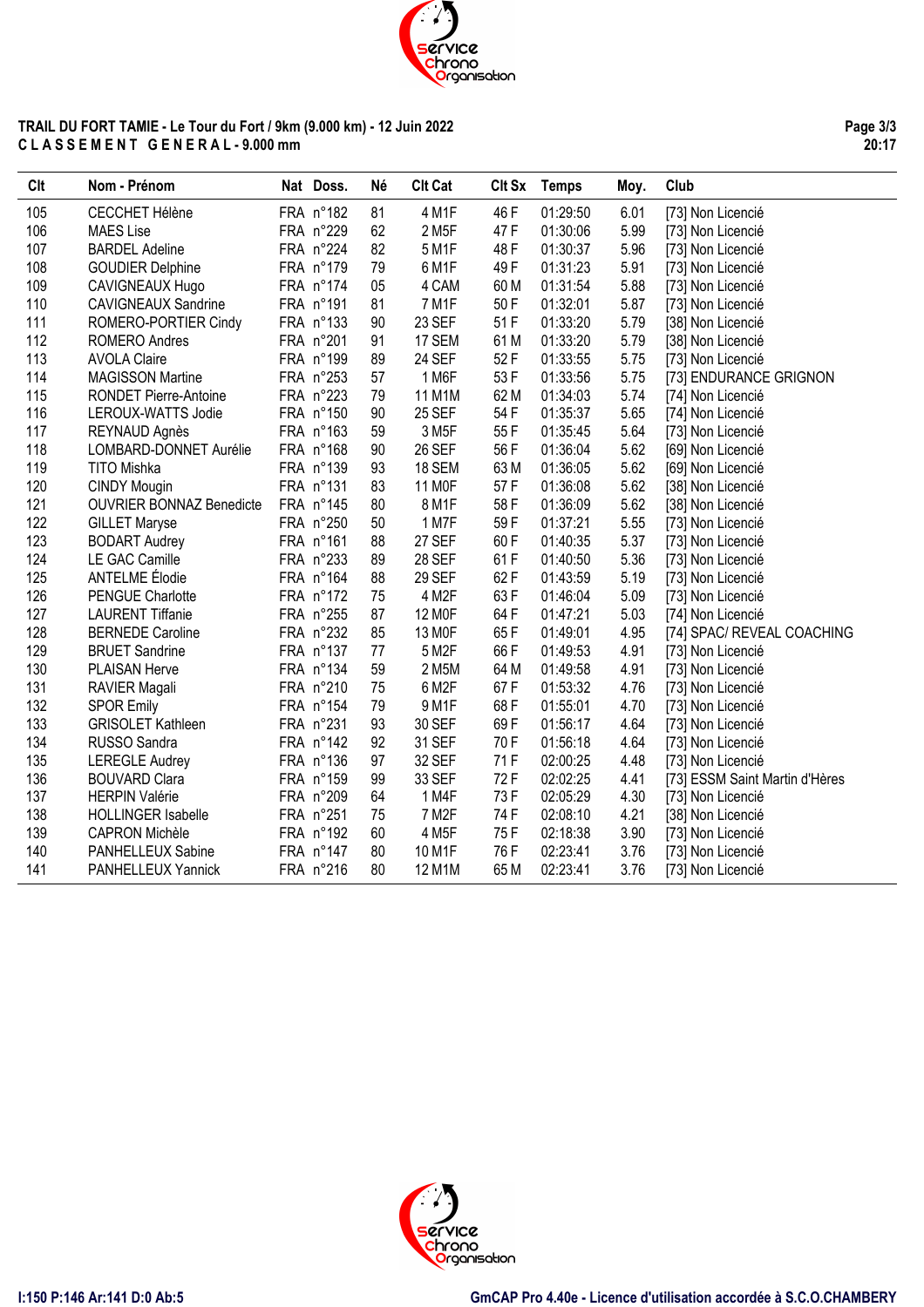**TRAIL DU FORT TAMIE - Le Tour du Fort / 9km (9.000 km) - 12 Juin 2022**
**C L A S S E M E N T   G E N E R A L - 9.000 mm**

| Clt | Nom - Prénom | Nat | Doss. | Né | Clt Cat | Clt Sx | Temps | Moy. | Club |
|---|---|---|---|---|---|---|---|---|---|
| 105 | CECCHET Hélène | FRA | n°182 | 81 | 4 M1F | 46 F | 01:29:50 | 6.01 | [73] Non Licencié |
| 106 | MAES Lise | FRA | n°229 | 62 | 2 M5F | 47 F | 01:30:06 | 5.99 | [73] Non Licencié |
| 107 | BARDEL Adeline | FRA | n°224 | 82 | 5 M1F | 48 F | 01:30:37 | 5.96 | [73] Non Licencié |
| 108 | GOUDIER Delphine | FRA | n°179 | 79 | 6 M1F | 49 F | 01:31:23 | 5.91 | [73] Non Licencié |
| 109 | CAVIGNEAUX Hugo | FRA | n°174 | 05 | 4 CAM | 60 M | 01:31:54 | 5.88 | [73] Non Licencié |
| 110 | CAVIGNEAUX Sandrine | FRA | n°191 | 81 | 7 M1F | 50 F | 01:32:01 | 5.87 | [73] Non Licencié |
| 111 | ROMERO-PORTIER Cindy | FRA | n°133 | 90 | 23 SEF | 51 F | 01:33:20 | 5.79 | [38] Non Licencié |
| 112 | ROMERO Andres | FRA | n°201 | 91 | 17 SEM | 61 M | 01:33:20 | 5.79 | [38] Non Licencié |
| 113 | AVOLA Claire | FRA | n°199 | 89 | 24 SEF | 52 F | 01:33:55 | 5.75 | [73] Non Licencié |
| 114 | MAGISSON Martine | FRA | n°253 | 57 | 1 M6F | 53 F | 01:33:56 | 5.75 | [73] ENDURANCE GRIGNON |
| 115 | RONDET Pierre-Antoine | FRA | n°223 | 79 | 11 M1M | 62 M | 01:34:03 | 5.74 | [74] Non Licencié |
| 116 | LEROUX-WATTS Jodie | FRA | n°150 | 90 | 25 SEF | 54 F | 01:35:37 | 5.65 | [74] Non Licencié |
| 117 | REYNAUD Agnès | FRA | n°163 | 59 | 3 M5F | 55 F | 01:35:45 | 5.64 | [73] Non Licencié |
| 118 | LOMBARD-DONNET Aurélie | FRA | n°168 | 90 | 26 SEF | 56 F | 01:36:04 | 5.62 | [69] Non Licencié |
| 119 | TITO Mishka | FRA | n°139 | 93 | 18 SEM | 63 M | 01:36:05 | 5.62 | [69] Non Licencié |
| 120 | CINDY Mougin | FRA | n°131 | 83 | 11 M0F | 57 F | 01:36:08 | 5.62 | [38] Non Licencié |
| 121 | OUVRIER BONNAZ Benedicte | FRA | n°145 | 80 | 8 M1F | 58 F | 01:36:09 | 5.62 | [38] Non Licencié |
| 122 | GILLET Maryse | FRA | n°250 | 50 | 1 M7F | 59 F | 01:37:21 | 5.55 | [73] Non Licencié |
| 123 | BODART Audrey | FRA | n°161 | 88 | 27 SEF | 60 F | 01:40:35 | 5.37 | [73] Non Licencié |
| 124 | LE GAC Camille | FRA | n°233 | 89 | 28 SEF | 61 F | 01:40:50 | 5.36 | [73] Non Licencié |
| 125 | ANTELME Élodie | FRA | n°164 | 88 | 29 SEF | 62 F | 01:43:59 | 5.19 | [73] Non Licencié |
| 126 | PENGUE Charlotte | FRA | n°172 | 75 | 4 M2F | 63 F | 01:46:04 | 5.09 | [73] Non Licencié |
| 127 | LAURENT Tiffanie | FRA | n°255 | 87 | 12 M0F | 64 F | 01:47:21 | 5.03 | [74] Non Licencié |
| 128 | BERNEDE Caroline | FRA | n°232 | 85 | 13 M0F | 65 F | 01:49:01 | 4.95 | [74] SPAC/ REVEAL COACHING |
| 129 | BRUET Sandrine | FRA | n°137 | 77 | 5 M2F | 66 F | 01:49:53 | 4.91 | [73] Non Licencié |
| 130 | PLAISAN Herve | FRA | n°134 | 59 | 2 M5M | 64 M | 01:49:58 | 4.91 | [73] Non Licencié |
| 131 | RAVIER Magali | FRA | n°210 | 75 | 6 M2F | 67 F | 01:53:32 | 4.76 | [73] Non Licencié |
| 132 | SPOR Emily | FRA | n°154 | 79 | 9 M1F | 68 F | 01:55:01 | 4.70 | [73] Non Licencié |
| 133 | GRISOLET Kathleen | FRA | n°231 | 93 | 30 SEF | 69 F | 01:56:17 | 4.64 | [73] Non Licencié |
| 134 | RUSSO Sandra | FRA | n°142 | 92 | 31 SEF | 70 F | 01:56:18 | 4.64 | [73] Non Licencié |
| 135 | LEREGLE Audrey | FRA | n°136 | 97 | 32 SEF | 71 F | 02:00:25 | 4.48 | [73] Non Licencié |
| 136 | BOUVARD Clara | FRA | n°159 | 99 | 33 SEF | 72 F | 02:02:25 | 4.41 | [73] ESSM Saint Martin d'Hères |
| 137 | HERPIN Valérie | FRA | n°209 | 64 | 1 M4F | 73 F | 02:05:29 | 4.30 | [73] Non Licencié |
| 138 | HOLLINGER Isabelle | FRA | n°251 | 75 | 7 M2F | 74 F | 02:08:10 | 4.21 | [38] Non Licencié |
| 139 | CAPRON Michèle | FRA | n°192 | 60 | 4 M5F | 75 F | 02:18:38 | 3.90 | [73] Non Licencié |
| 140 | PANHELLEUX Sabine | FRA | n°147 | 80 | 10 M1F | 76 F | 02:23:41 | 3.76 | [73] Non Licencié |
| 141 | PANHELLEUX Yannick | FRA | n°216 | 80 | 12 M1M | 65 M | 02:23:41 | 3.76 | [73] Non Licencié |

I:150 P:146 Ar:141 D:0 Ab:5